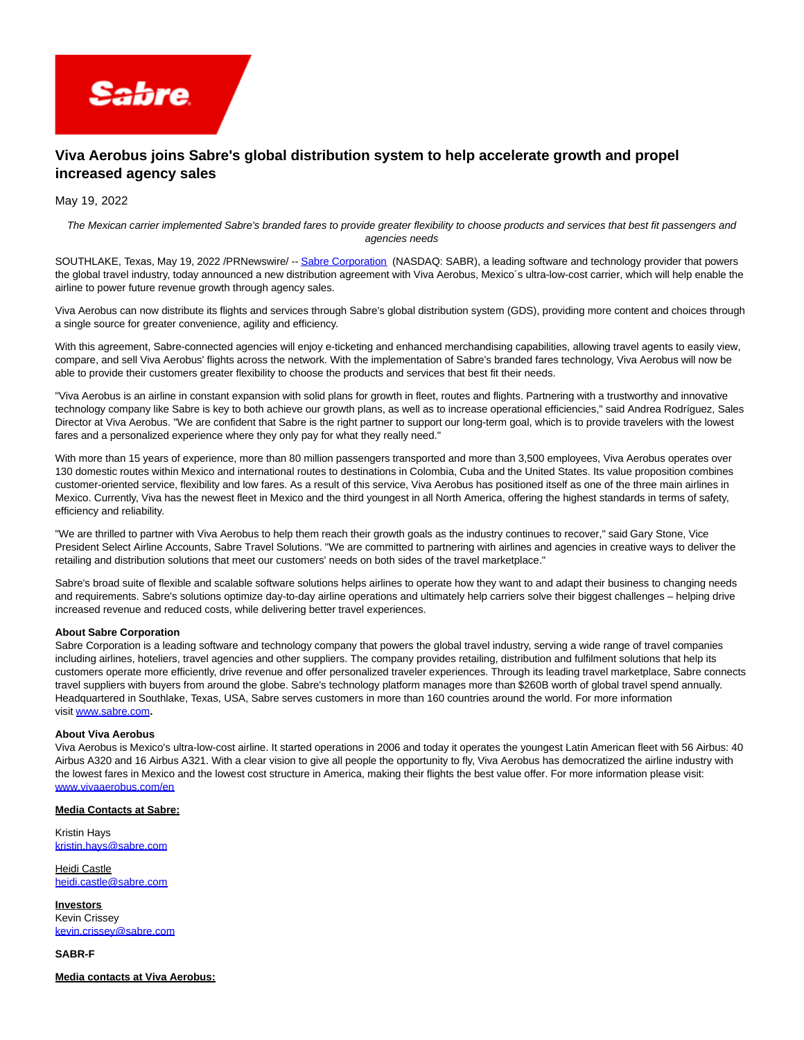# Viva Aerobus joins Sabre's global distribution system to help accelerate growth and propel increased agency sales

May 19, 2022

*The Mexican carrier implemented Sabre's branded fares to provide greater flexibility to choose products and services that best fit passengers and agencies needs*

SOUTHLAKE, Texas, May 19, 2022 /PRNewswire/ -- Sabre Corporation (NASDAQ: SABR), a leading software and technology provider that powers the global travel industry, today announced a new distribution agreement with Viva Aerobus, Mexico´s ultra-low-cost carrier, which will help enable the airline to power future revenue growth through agency sales.

Viva Aerobus can now distribute its flights and services through Sabre's global distribution system (GDS), providing more content and choices through a single source for greater convenience, agility and efficiency.

With this agreement, Sabre-connected agencies will enjoy e-ticketing and enhanced merchandising capabilities, allowing travel agents to easily view, compare, and sell Viva Aerobus' flights across the network. With the implementation of Sabre's branded fares technology, Viva Aerobus will now be able to provide their customers greater flexibility to choose the products and services that best fit their needs.

"Viva Aerobus is an airline in constant expansion with solid plans for growth in fleet, routes and flights. Partnering with a trustworthy and innovative technology company like Sabre is key to both achieve our growth plans, as well as to increase operational efficiencies," said Andrea Rodríguez, Sales Director at Viva Aerobus. "We are confident that Sabre is the right partner to support our long-term goal, which is to provide travelers with the lowest fares and a personalized experience where they only pay for what they really need."

With more than 15 years of experience, more than 80 million passengers transported and more than 3,500 employees, Viva Aerobus operates over 130 domestic routes within Mexico and international routes to destinations in Colombia, Cuba and the United States. Its value proposition combines customer-oriented service, flexibility and low fares. As a result of this service, Viva Aerobus has positioned itself as one of the three main airlines in Mexico. Currently, Viva has the newest fleet in Mexico and the third youngest in all North America, offering the highest standards in terms of safety, efficiency and reliability.

"We are thrilled to partner with Viva Aerobus to help them reach their growth goals as the industry continues to recover," said Gary Stone, Vice President Select Airline Accounts, Sabre Travel Solutions. "We are committed to partnering with airlines and agencies in creative ways to deliver the retailing and distribution solutions that meet our customers' needs on both sides of the travel marketplace."

Sabre's broad suite of flexible and scalable software solutions helps airlines to operate how they want to and adapt their business to changing needs and requirements. Sabre's solutions optimize day-to-day airline operations and ultimately help carriers solve their biggest challenges – helping drive increased revenue and reduced costs, while delivering better travel experiences.

**About Sabre Corporation**
Sabre Corporation is a leading software and technology company that powers the global travel industry, serving a wide range of travel companies including airlines, hoteliers, travel agencies and other suppliers. The company provides retailing, distribution and fulfilment solutions that help its customers operate more efficiently, drive revenue and offer personalized traveler experiences. Through its leading travel marketplace, Sabre connects travel suppliers with buyers from around the globe. Sabre's technology platform manages more than $260B worth of global travel spend annually. Headquartered in Southlake, Texas, USA, Sabre serves customers in more than 160 countries around the world. For more information visit www.sabre.com.

**About Viva Aerobus**
Viva Aerobus is Mexico's ultra-low-cost airline. It started operations in 2006 and today it operates the youngest Latin American fleet with 56 Airbus: 40 Airbus A320 and 16 Airbus A321. With a clear vision to give all people the opportunity to fly, Viva Aerobus has democratized the airline industry with the lowest fares in Mexico and the lowest cost structure in America, making their flights the best value offer. For more information please visit: www.vivaaerobus.com/en

**Media Contacts at Sabre:**

Kristin Hays
kristin.hays@sabre.com

Heidi Castle
heidi.castle@sabre.com

**Investors**
Kevin Crissey
kevin.crissey@sabre.com

**SABR-F**

**Media contacts at Viva Aerobus:**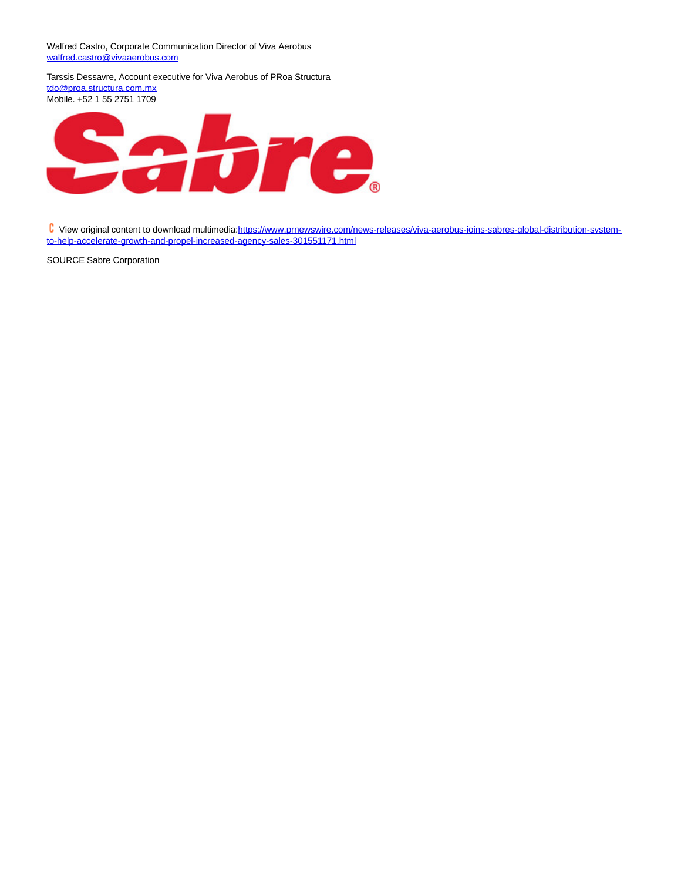Walfred Castro, Corporate Communication Director of Viva Aerobus
walfred.castro@vivaaerobus.com

Tarssis Dessavre, Account executive for Viva Aerobus of PRoa Structura
tdo@proa.structura.com.mx
Mobile. +52 1 55 2751 1709

View original content to download multimedia:https://www.prnewswire.com/news-releases/viva-aerobus-joins-sabres-global-distribution-system-to-help-accelerate-growth-and-propel-increased-agency-sales-301551171.html

SOURCE Sabre Corporation